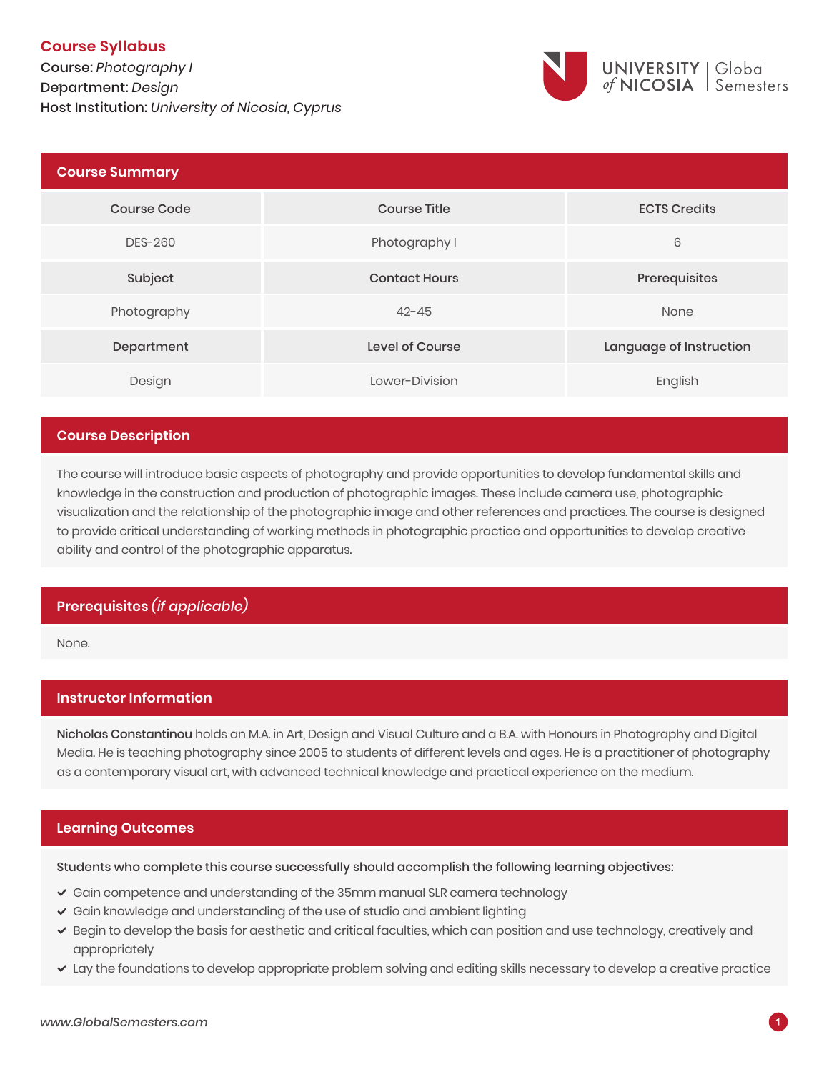## Course Syllabus

Course: *Photography I*
Department: *Design*
Host Institution: *University of Nicosia, Cyprus*

UNIVERSITY of NICOSIA | Global Semesters

## Course Summary

| Course Code | Course Title | ECTS Credits |
|---|---|---|
| DES-260 | Photography I | 6 |
| **Subject** | **Contact Hours** | **Prerequisites** |
| Photography | 42-45 | None |
| **Department** | **Level of Course** | **Language of Instruction** |
| Design | Lower-Division | English |

## Course Description

The course will introduce basic aspects of photography and provide opportunities to develop fundamental skills and knowledge in the construction and production of photographic images. These include camera use, photographic visualization and the relationship of the photographic image and other references and practices. The course is designed to provide critical understanding of working methods in photographic practice and opportunities to develop creative ability and control of the photographic apparatus.

## Prerequisites *(if applicable)*

None.

## Instructor Information

**Nicholas Constantinou** holds an M.A. in Art, Design and Visual Culture and a B.A. with Honours in Photography and Digital Media. He is teaching photography since 2005 to students of different levels and ages. He is a practitioner of photography as a contemporary visual art, with advanced technical knowledge and practical experience on the medium.

## Learning Outcomes

**Students who complete this course successfully should accomplish the following learning objectives:**

- Gain competence and understanding of the 35mm manual SLR camera technology
- Gain knowledge and understanding of the use of studio and ambient lighting
- Begin to develop the basis for aesthetic and critical faculties, which can position and use technology, creatively and appropriately
- Lay the foundations to develop appropriate problem solving and editing skills necessary to develop a creative practice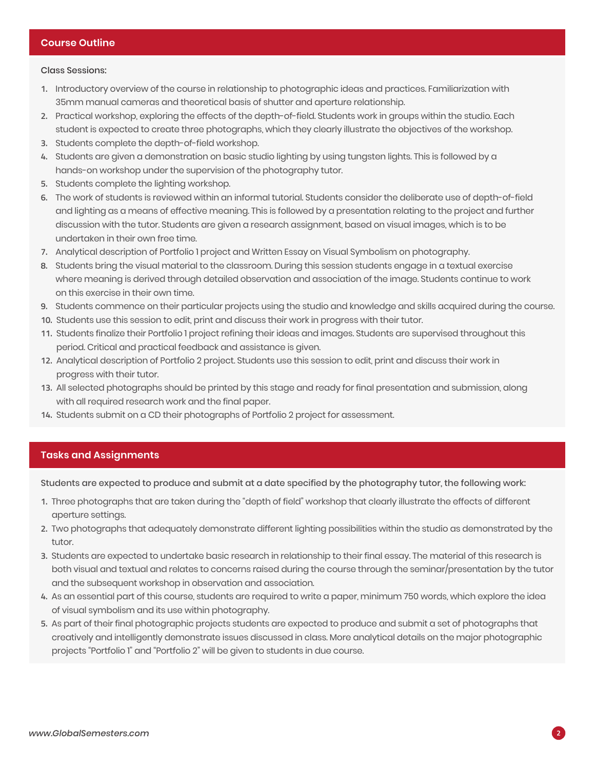## Course Outline

Class Sessions:

1. Introductory overview of the course in relationship to photographic ideas and practices. Familiarization with 35mm manual cameras and theoretical basis of shutter and aperture relationship.
2. Practical workshop, exploring the effects of the depth-of-field. Students work in groups within the studio. Each student is expected to create three photographs, which they clearly illustrate the objectives of the workshop.
3. Students complete the depth-of-field workshop.
4. Students are given a demonstration on basic studio lighting by using tungsten lights. This is followed by a hands-on workshop under the supervision of the photography tutor.
5. Students complete the lighting workshop.
6. The work of students is reviewed within an informal tutorial. Students consider the deliberate use of depth-of-field and lighting as a means of effective meaning. This is followed by a presentation relating to the project and further discussion with the tutor. Students are given a research assignment, based on visual images, which is to be undertaken in their own free time.
7. Analytical description of Portfolio 1 project and Written Essay on Visual Symbolism on photography.
8. Students bring the visual material to the classroom. During this session students engage in a textual exercise where meaning is derived through detailed observation and association of the image. Students continue to work on this exercise in their own time.
9. Students commence on their particular projects using the studio and knowledge and skills acquired during the course.
10. Students use this session to edit, print and discuss their work in progress with their tutor.
11. Students finalize their Portfolio 1 project refining their ideas and images. Students are supervised throughout this period. Critical and practical feedback and assistance is given.
12. Analytical description of Portfolio 2 project. Students use this session to edit, print and discuss their work in progress with their tutor.
13. All selected photographs should be printed by this stage and ready for final presentation and submission, along with all required research work and the final paper.
14. Students submit on a CD their photographs of Portfolio 2 project for assessment.

## Tasks and Assignments

Students are expected to produce and submit at a date specified by the photography tutor, the following work:

1. Three photographs that are taken during the "depth of field" workshop that clearly illustrate the effects of different aperture settings.
2. Two photographs that adequately demonstrate different lighting possibilities within the studio as demonstrated by the tutor.
3. Students are expected to undertake basic research in relationship to their final essay. The material of this research is both visual and textual and relates to concerns raised during the course through the seminar/presentation by the tutor and the subsequent workshop in observation and association.
4. As an essential part of this course, students are required to write a paper, minimum 750 words, which explore the idea of visual symbolism and its use within photography.
5. As part of their final photographic projects students are expected to produce and submit a set of photographs that creatively and intelligently demonstrate issues discussed in class. More analytical details on the major photographic projects "Portfolio 1" and "Portfolio 2" will be given to students in due course.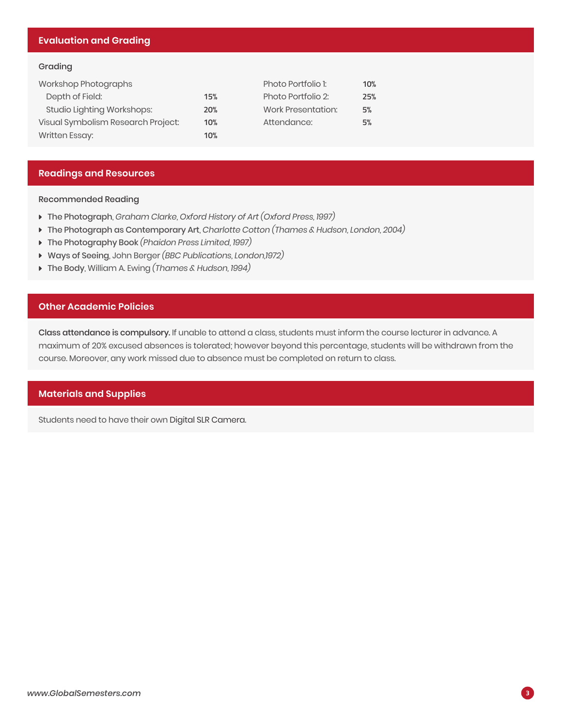## Evaluation and Grading

### Grading

Workshop Photographs
- Depth of Field: **15%**
- Studio Lighting Workshops: **20%**

Visual Symbolism Research Project: **10%**
Written Essay: **10%**
Photo Portfolio 1: **10%**
Photo Portfolio 2: **25%**
Work Presentation: **5%**
Attendance: **5%**

## Readings and Resources

### Recommended Reading

- **The Photograph**, *Graham Clarke, Oxford History of Art (Oxford Press, 1997)*
- **The Photograph as Contemporary Art**, *Charlotte Cotton (Thames & Hudson, London, 2004)*
- **The Photography Book** *(Phaidon Press Limited, 1997)*
- **Ways of Seeing**, John Berger *(BBC Publications, London,1972)*
- **The Body**, William A. Ewing *(Thames & Hudson, 1994)*

## Other Academic Policies

**Class attendance is compulsory.** If unable to attend a class, students must inform the course lecturer in advance. A maximum of 20% excused absences is tolerated; however beyond this percentage, students will be withdrawn from the course. Moreover, any work missed due to absence must be completed on return to class.

## Materials and Supplies

Students need to have their own Digital SLR Camera.